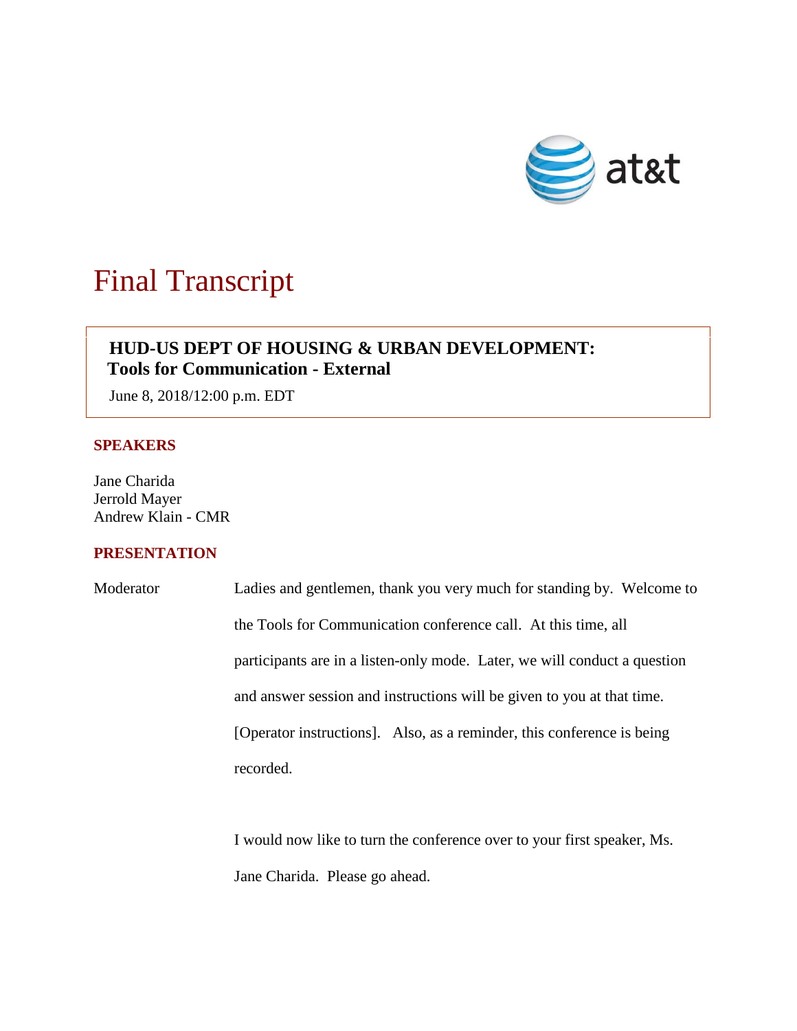# Final Transcript

**HUD-US DEPT OF HOUSING & URBAN DEVELOPMENT:**
**Tools for Communication - External**

June 8, 2018/12:00 p.m. EDT

## SPEAKERS

Jane Charida
Jerrold Mayer
Andrew Klain - CMR

## PRESENTATION

Moderator Ladies and gentlemen, thank you very much for standing by. Welcome to the Tools for Communication conference call. At this time, all participants are in a listen-only mode. Later, we will conduct a question and answer session and instructions will be given to you at that time. [Operator instructions]. Also, as a reminder, this conference is being recorded.

I would now like to turn the conference over to your first speaker, Ms. Jane Charida. Please go ahead.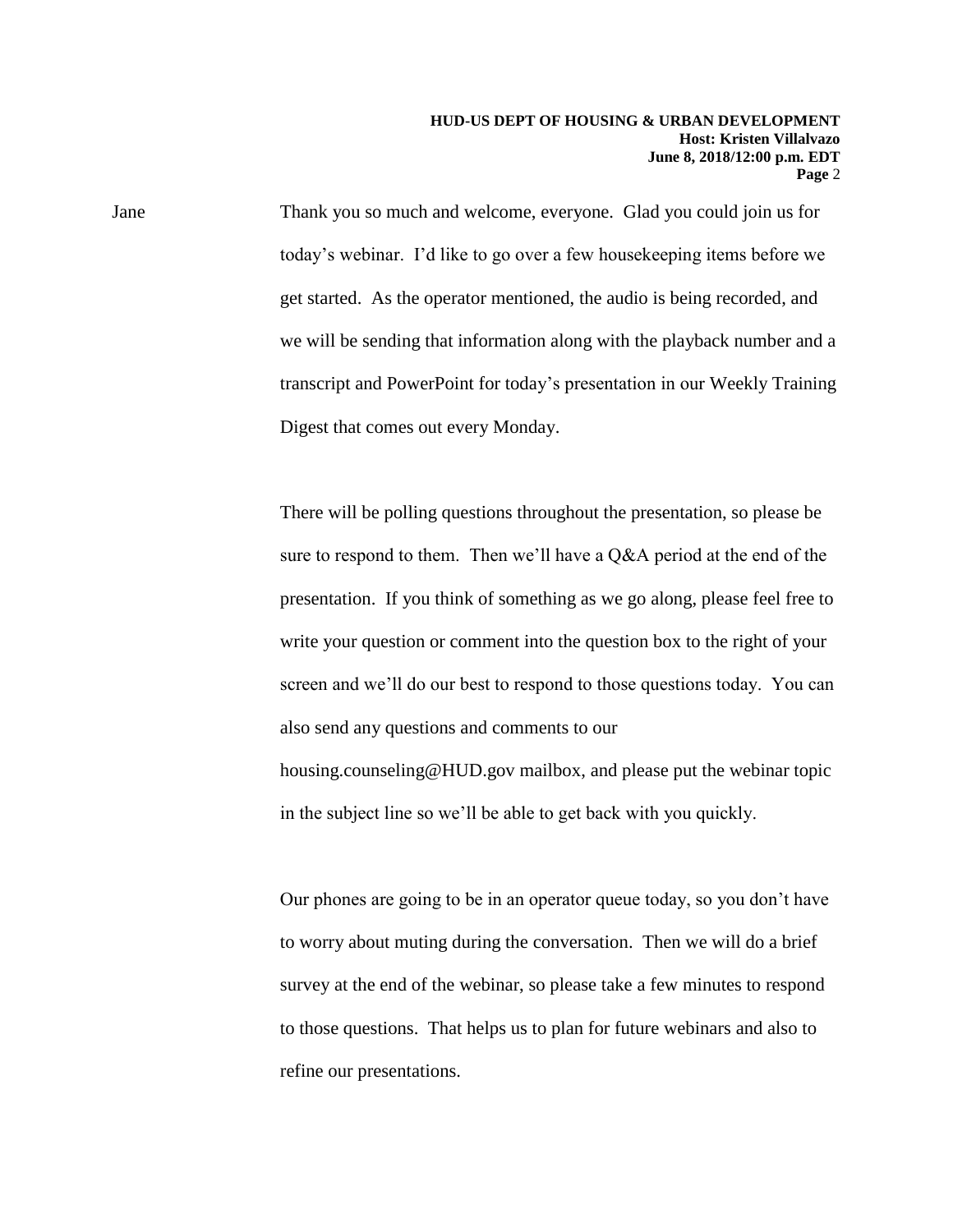Jane Thank you so much and welcome, everyone. Glad you could join us for today's webinar. I'd like to go over a few housekeeping items before we get started. As the operator mentioned, the audio is being recorded, and we will be sending that information along with the playback number and a transcript and PowerPoint for today's presentation in our Weekly Training Digest that comes out every Monday.

There will be polling questions throughout the presentation, so please be sure to respond to them. Then we'll have a Q&A period at the end of the presentation. If you think of something as we go along, please feel free to write your question or comment into the question box to the right of your screen and we'll do our best to respond to those questions today. You can also send any questions and comments to our housing.counseling@HUD.gov mailbox, and please put the webinar topic in the subject line so we'll be able to get back with you quickly.

Our phones are going to be in an operator queue today, so you don't have to worry about muting during the conversation. Then we will do a brief survey at the end of the webinar, so please take a few minutes to respond to those questions. That helps us to plan for future webinars and also to refine our presentations.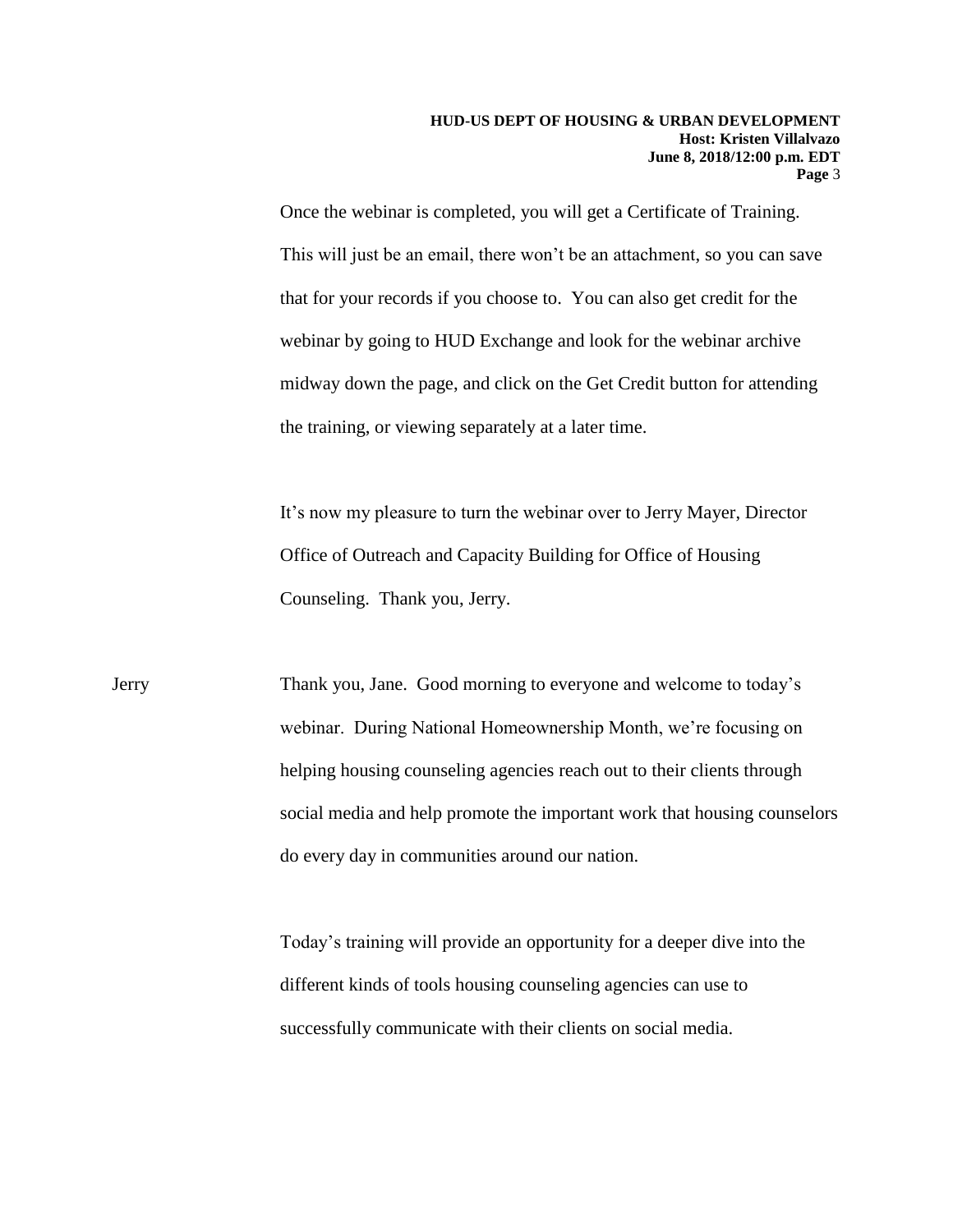Once the webinar is completed, you will get a Certificate of Training. This will just be an email, there won't be an attachment, so you can save that for your records if you choose to. You can also get credit for the webinar by going to HUD Exchange and look for the webinar archive midway down the page, and click on the Get Credit button for attending the training, or viewing separately at a later time.

It's now my pleasure to turn the webinar over to Jerry Mayer, Director Office of Outreach and Capacity Building for Office of Housing Counseling. Thank you, Jerry.

Jerry Thank you, Jane. Good morning to everyone and welcome to today's webinar. During National Homeownership Month, we're focusing on helping housing counseling agencies reach out to their clients through social media and help promote the important work that housing counselors do every day in communities around our nation.

Today's training will provide an opportunity for a deeper dive into the different kinds of tools housing counseling agencies can use to successfully communicate with their clients on social media.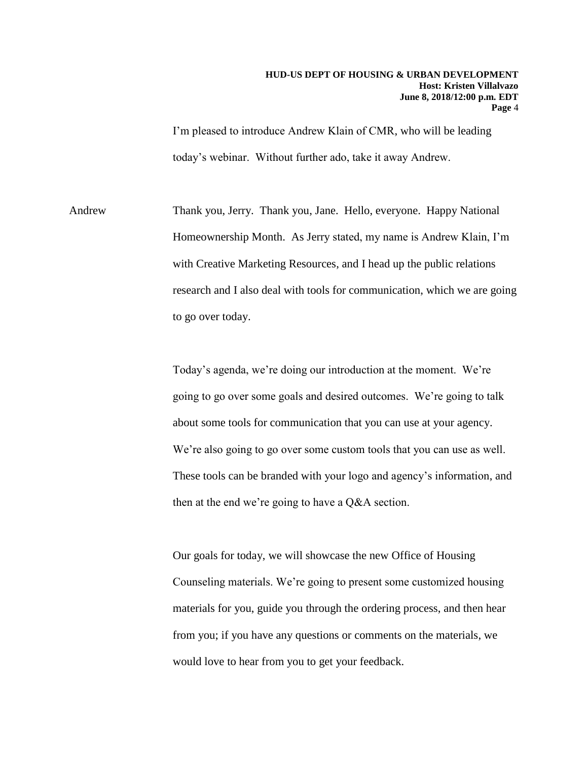I'm pleased to introduce Andrew Klain of CMR, who will be leading today's webinar. Without further ado, take it away Andrew.

Andrew: Thank you, Jerry. Thank you, Jane. Hello, everyone. Happy National Homeownership Month. As Jerry stated, my name is Andrew Klain, I'm with Creative Marketing Resources, and I head up the public relations research and I also deal with tools for communication, which we are going to go over today.

Today's agenda, we're doing our introduction at the moment. We're going to go over some goals and desired outcomes. We're going to talk about some tools for communication that you can use at your agency. We're also going to go over some custom tools that you can use as well. These tools can be branded with your logo and agency's information, and then at the end we're going to have a Q&A section.

Our goals for today, we will showcase the new Office of Housing Counseling materials. We're going to present some customized housing materials for you, guide you through the ordering process, and then hear from you; if you have any questions or comments on the materials, we would love to hear from you to get your feedback.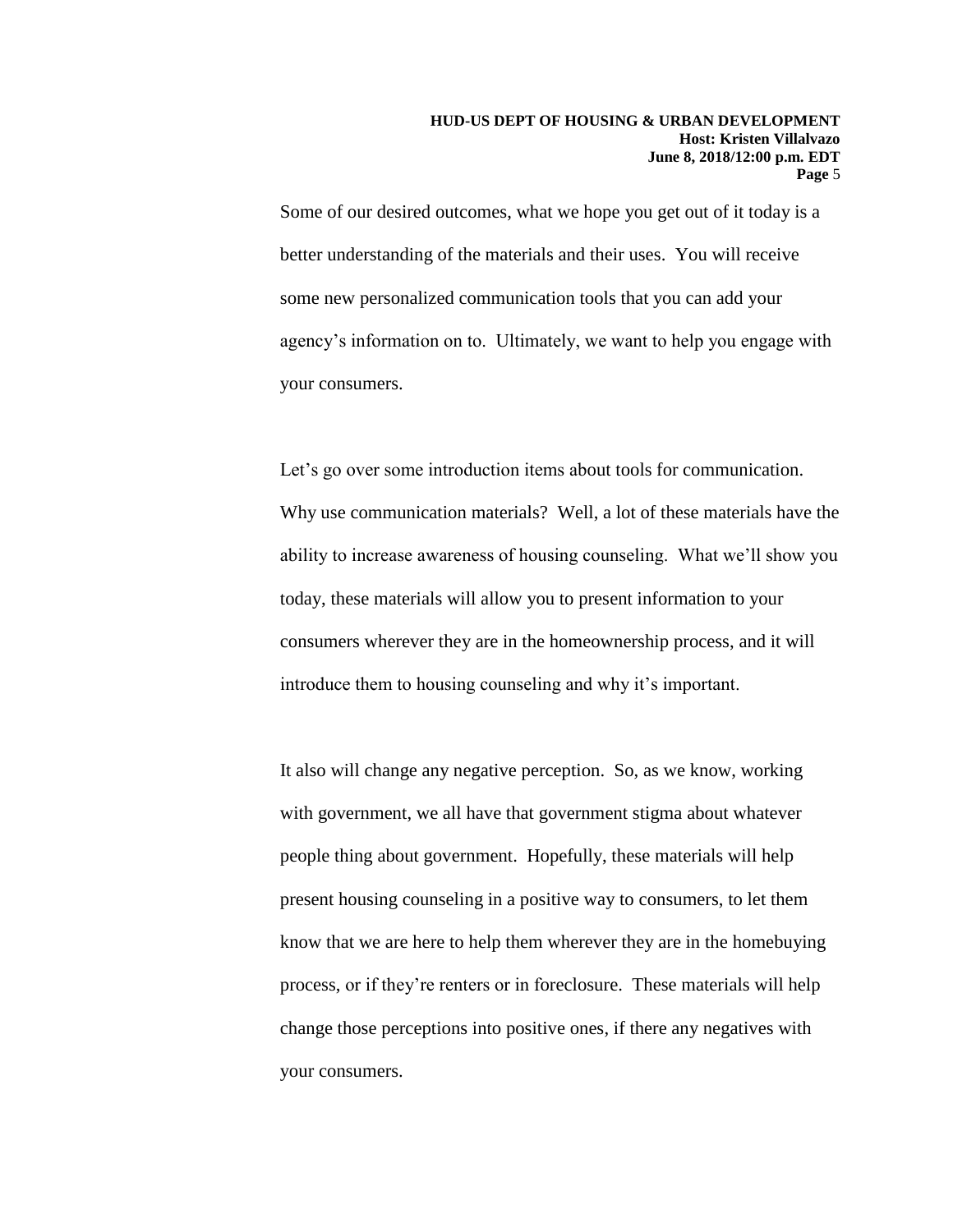Some of our desired outcomes, what we hope you get out of it today is a better understanding of the materials and their uses. You will receive some new personalized communication tools that you can add your agency's information on to. Ultimately, we want to help you engage with your consumers.

Let's go over some introduction items about tools for communication. Why use communication materials? Well, a lot of these materials have the ability to increase awareness of housing counseling. What we'll show you today, these materials will allow you to present information to your consumers wherever they are in the homeownership process, and it will introduce them to housing counseling and why it's important.

It also will change any negative perception. So, as we know, working with government, we all have that government stigma about whatever people thing about government. Hopefully, these materials will help present housing counseling in a positive way to consumers, to let them know that we are here to help them wherever they are in the homebuying process, or if they're renters or in foreclosure. These materials will help change those perceptions into positive ones, if there any negatives with your consumers.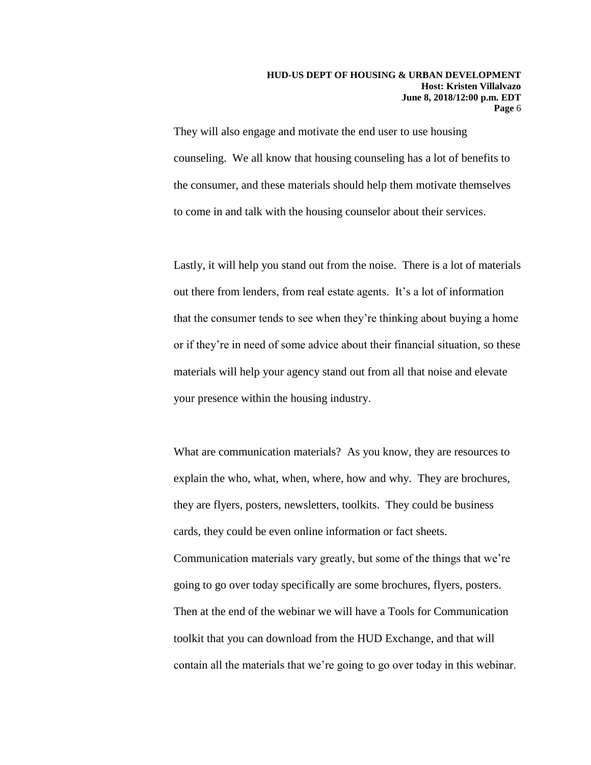They will also engage and motivate the end user to use housing counseling. We all know that housing counseling has a lot of benefits to the consumer, and these materials should help them motivate themselves to come in and talk with the housing counselor about their services.

Lastly, it will help you stand out from the noise. There is a lot of materials out there from lenders, from real estate agents. It's a lot of information that the consumer tends to see when they're thinking about buying a home or if they're in need of some advice about their financial situation, so these materials will help your agency stand out from all that noise and elevate your presence within the housing industry.

What are communication materials? As you know, they are resources to explain the who, what, when, where, how and why. They are brochures, they are flyers, posters, newsletters, toolkits. They could be business cards, they could be even online information or fact sheets. Communication materials vary greatly, but some of the things that we're going to go over today specifically are some brochures, flyers, posters. Then at the end of the webinar we will have a Tools for Communication toolkit that you can download from the HUD Exchange, and that will contain all the materials that we're going to go over today in this webinar.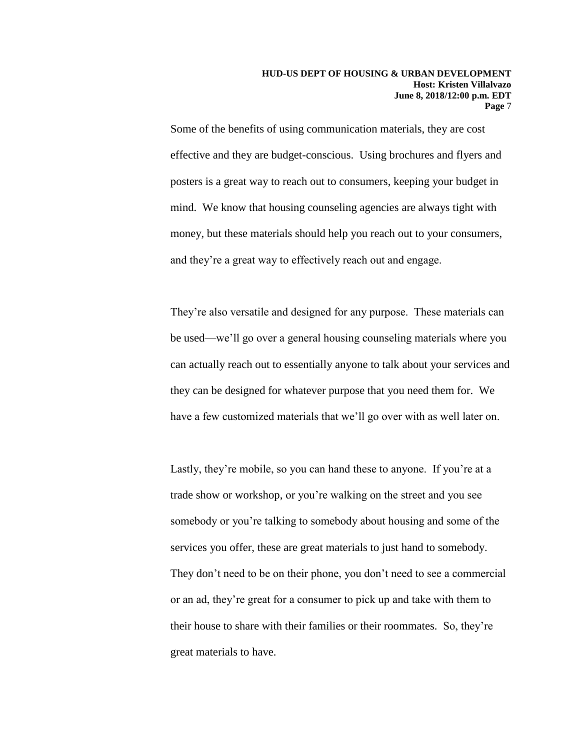Some of the benefits of using communication materials, they are cost effective and they are budget-conscious. Using brochures and flyers and posters is a great way to reach out to consumers, keeping your budget in mind. We know that housing counseling agencies are always tight with money, but these materials should help you reach out to your consumers, and they're a great way to effectively reach out and engage.

They're also versatile and designed for any purpose. These materials can be used—we'll go over a general housing counseling materials where you can actually reach out to essentially anyone to talk about your services and they can be designed for whatever purpose that you need them for. We have a few customized materials that we'll go over with as well later on.

Lastly, they're mobile, so you can hand these to anyone. If you're at a trade show or workshop, or you're walking on the street and you see somebody or you're talking to somebody about housing and some of the services you offer, these are great materials to just hand to somebody. They don't need to be on their phone, you don't need to see a commercial or an ad, they're great for a consumer to pick up and take with them to their house to share with their families or their roommates. So, they're great materials to have.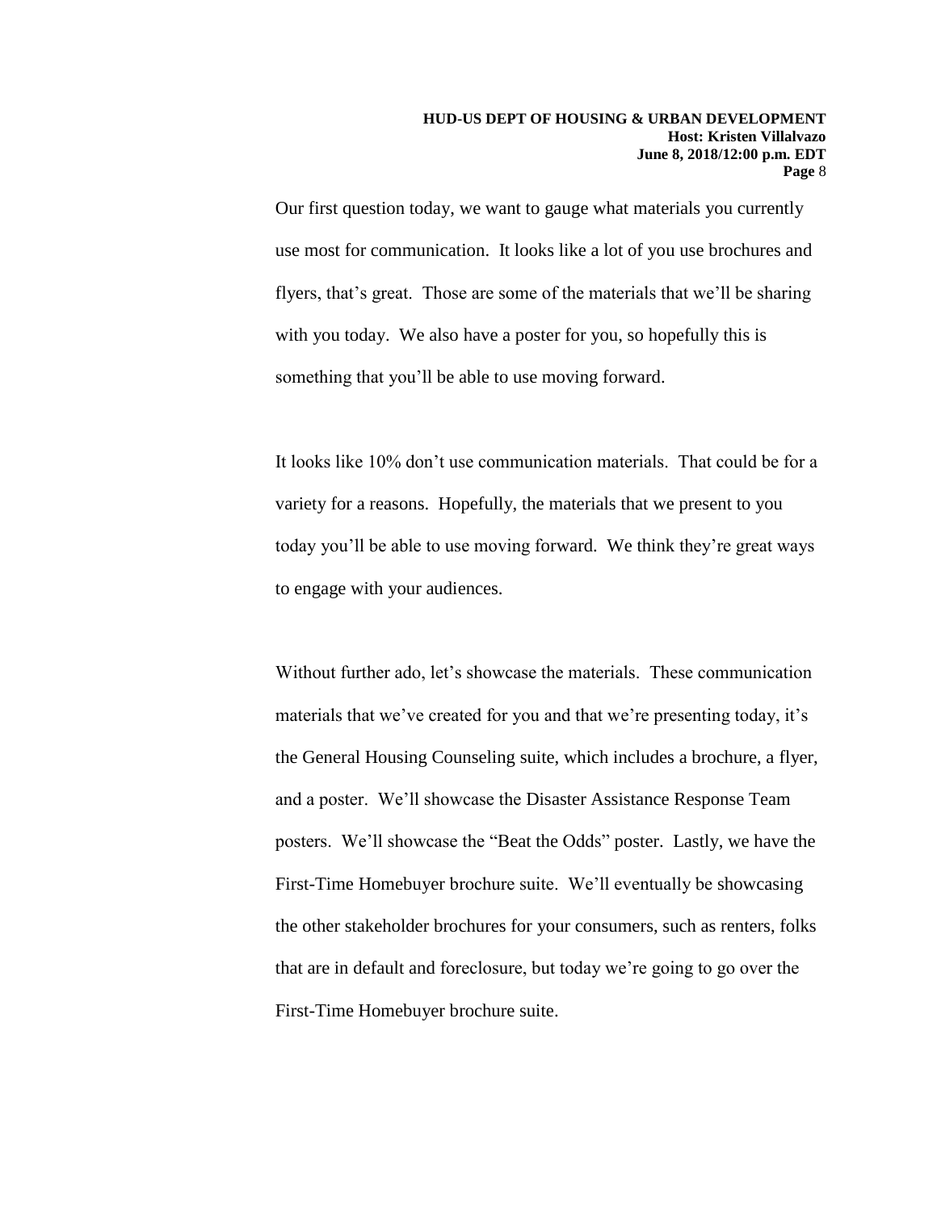Our first question today, we want to gauge what materials you currently use most for communication. It looks like a lot of you use brochures and flyers, that's great. Those are some of the materials that we'll be sharing with you today. We also have a poster for you, so hopefully this is something that you'll be able to use moving forward.

It looks like 10% don't use communication materials. That could be for a variety for a reasons. Hopefully, the materials that we present to you today you'll be able to use moving forward. We think they're great ways to engage with your audiences.

Without further ado, let's showcase the materials. These communication materials that we've created for you and that we're presenting today, it's the General Housing Counseling suite, which includes a brochure, a flyer, and a poster. We'll showcase the Disaster Assistance Response Team posters. We'll showcase the "Beat the Odds" poster. Lastly, we have the First-Time Homebuyer brochure suite. We'll eventually be showcasing the other stakeholder brochures for your consumers, such as renters, folks that are in default and foreclosure, but today we're going to go over the First-Time Homebuyer brochure suite.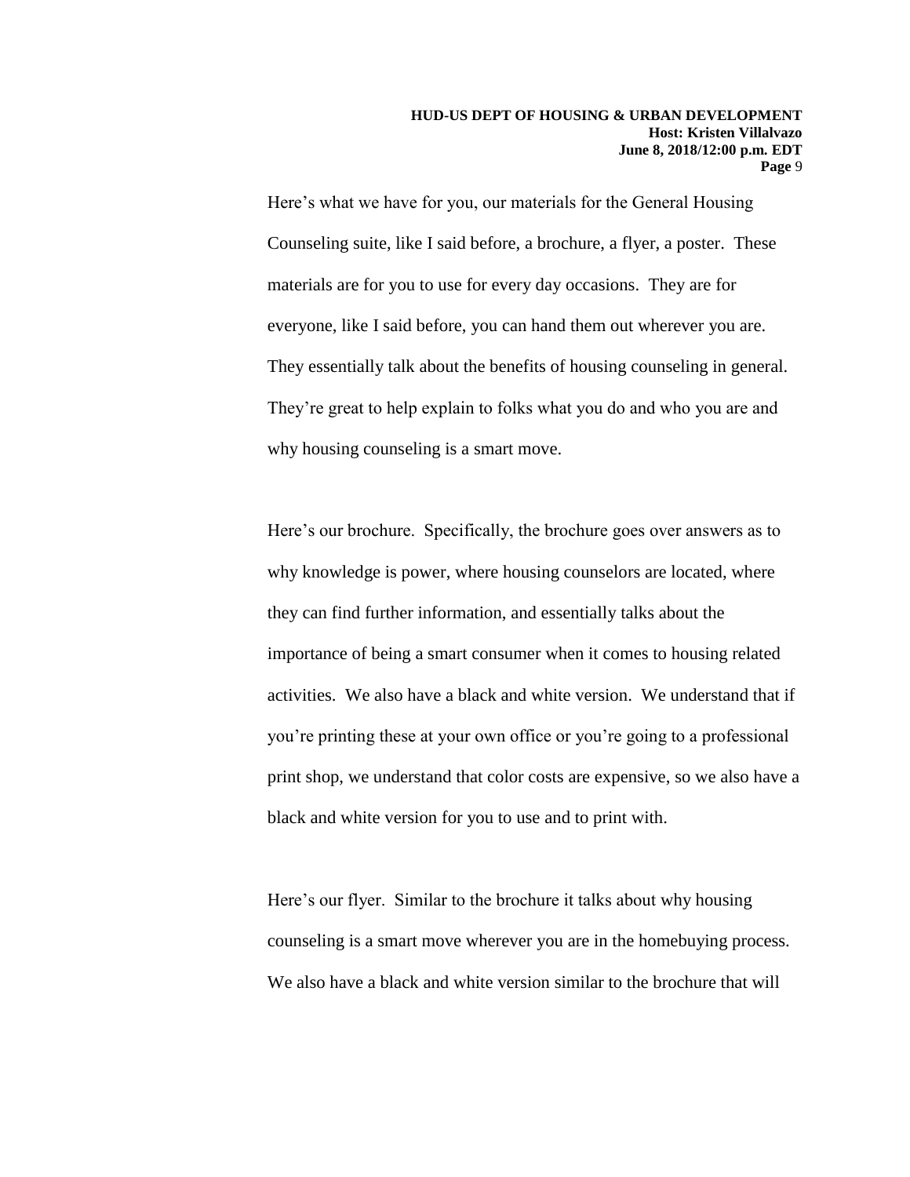Here's what we have for you, our materials for the General Housing Counseling suite, like I said before, a brochure, a flyer, a poster. These materials are for you to use for every day occasions. They are for everyone, like I said before, you can hand them out wherever you are. They essentially talk about the benefits of housing counseling in general. They're great to help explain to folks what you do and who you are and why housing counseling is a smart move.

Here's our brochure. Specifically, the brochure goes over answers as to why knowledge is power, where housing counselors are located, where they can find further information, and essentially talks about the importance of being a smart consumer when it comes to housing related activities. We also have a black and white version. We understand that if you're printing these at your own office or you're going to a professional print shop, we understand that color costs are expensive, so we also have a black and white version for you to use and to print with.

Here's our flyer. Similar to the brochure it talks about why housing counseling is a smart move wherever you are in the homebuying process. We also have a black and white version similar to the brochure that will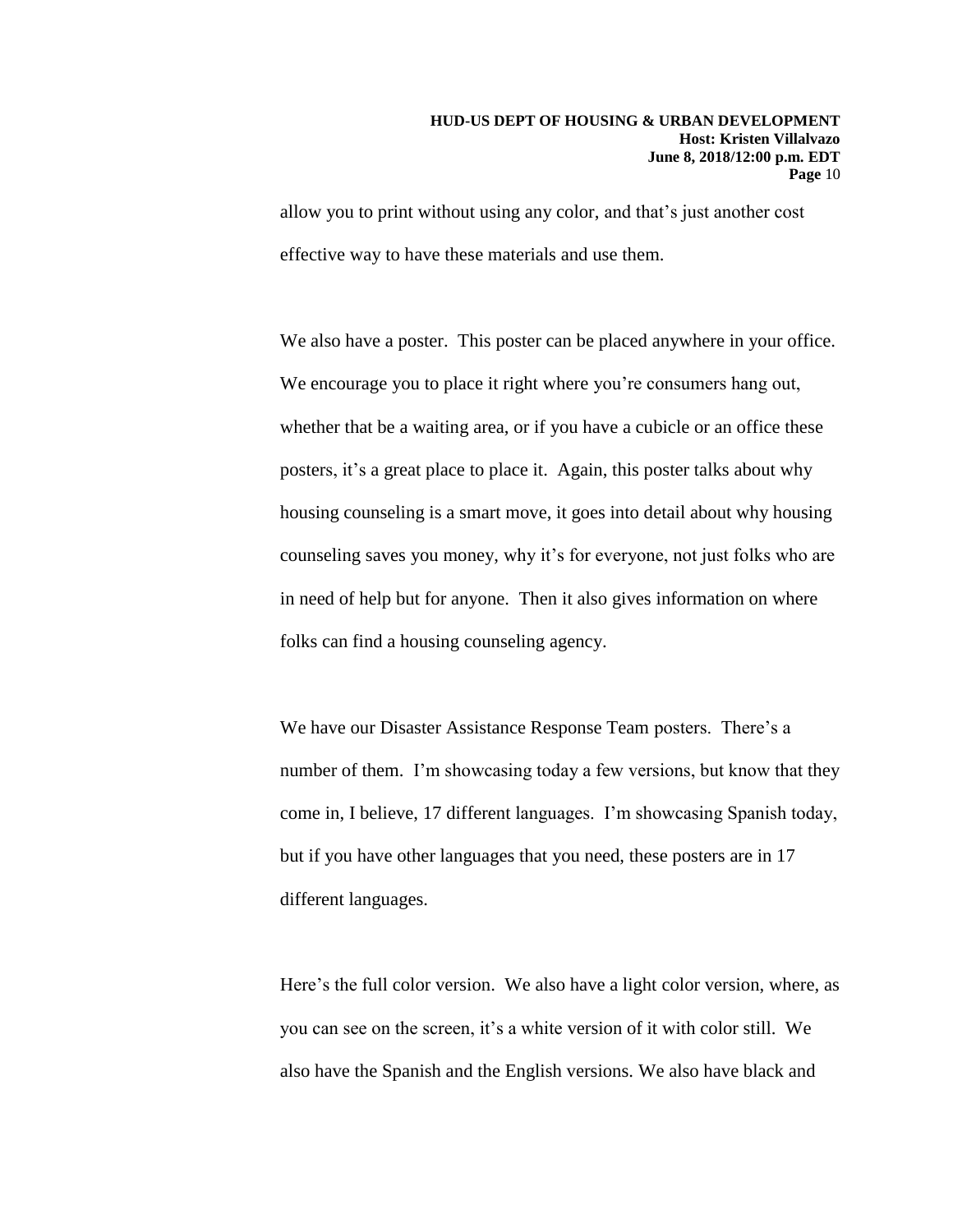allow you to print without using any color, and that's just another cost effective way to have these materials and use them.

We also have a poster. This poster can be placed anywhere in your office. We encourage you to place it right where you're consumers hang out, whether that be a waiting area, or if you have a cubicle or an office these posters, it's a great place to place it. Again, this poster talks about why housing counseling is a smart move, it goes into detail about why housing counseling saves you money, why it's for everyone, not just folks who are in need of help but for anyone. Then it also gives information on where folks can find a housing counseling agency.

We have our Disaster Assistance Response Team posters. There's a number of them. I'm showcasing today a few versions, but know that they come in, I believe, 17 different languages. I'm showcasing Spanish today, but if you have other languages that you need, these posters are in 17 different languages.

Here's the full color version. We also have a light color version, where, as you can see on the screen, it's a white version of it with color still. We also have the Spanish and the English versions. We also have black and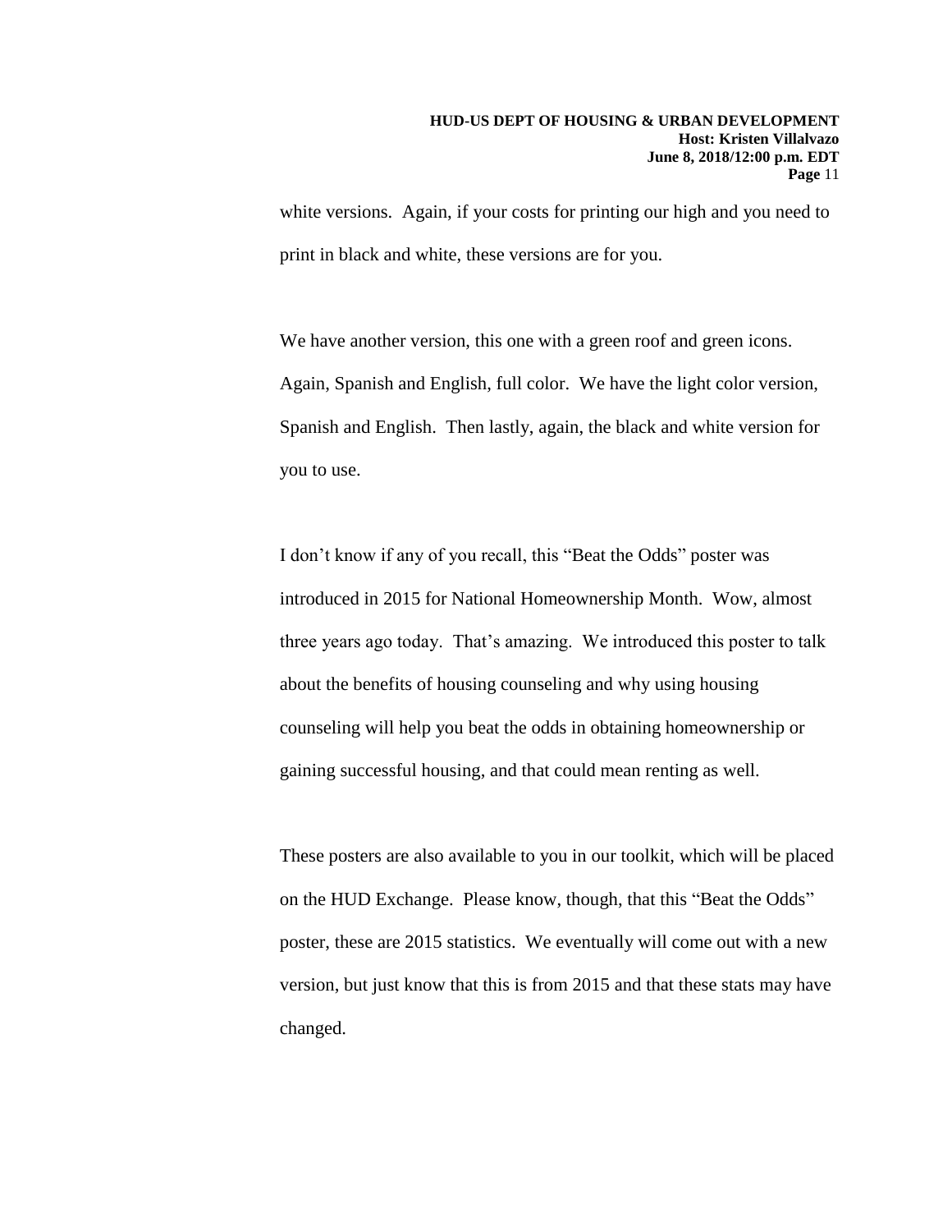white versions. Again, if your costs for printing our high and you need to print in black and white, these versions are for you.

We have another version, this one with a green roof and green icons. Again, Spanish and English, full color. We have the light color version, Spanish and English. Then lastly, again, the black and white version for you to use.

I don't know if any of you recall, this "Beat the Odds" poster was introduced in 2015 for National Homeownership Month. Wow, almost three years ago today. That's amazing. We introduced this poster to talk about the benefits of housing counseling and why using housing counseling will help you beat the odds in obtaining homeownership or gaining successful housing, and that could mean renting as well.

These posters are also available to you in our toolkit, which will be placed on the HUD Exchange. Please know, though, that this "Beat the Odds" poster, these are 2015 statistics. We eventually will come out with a new version, but just know that this is from 2015 and that these stats may have changed.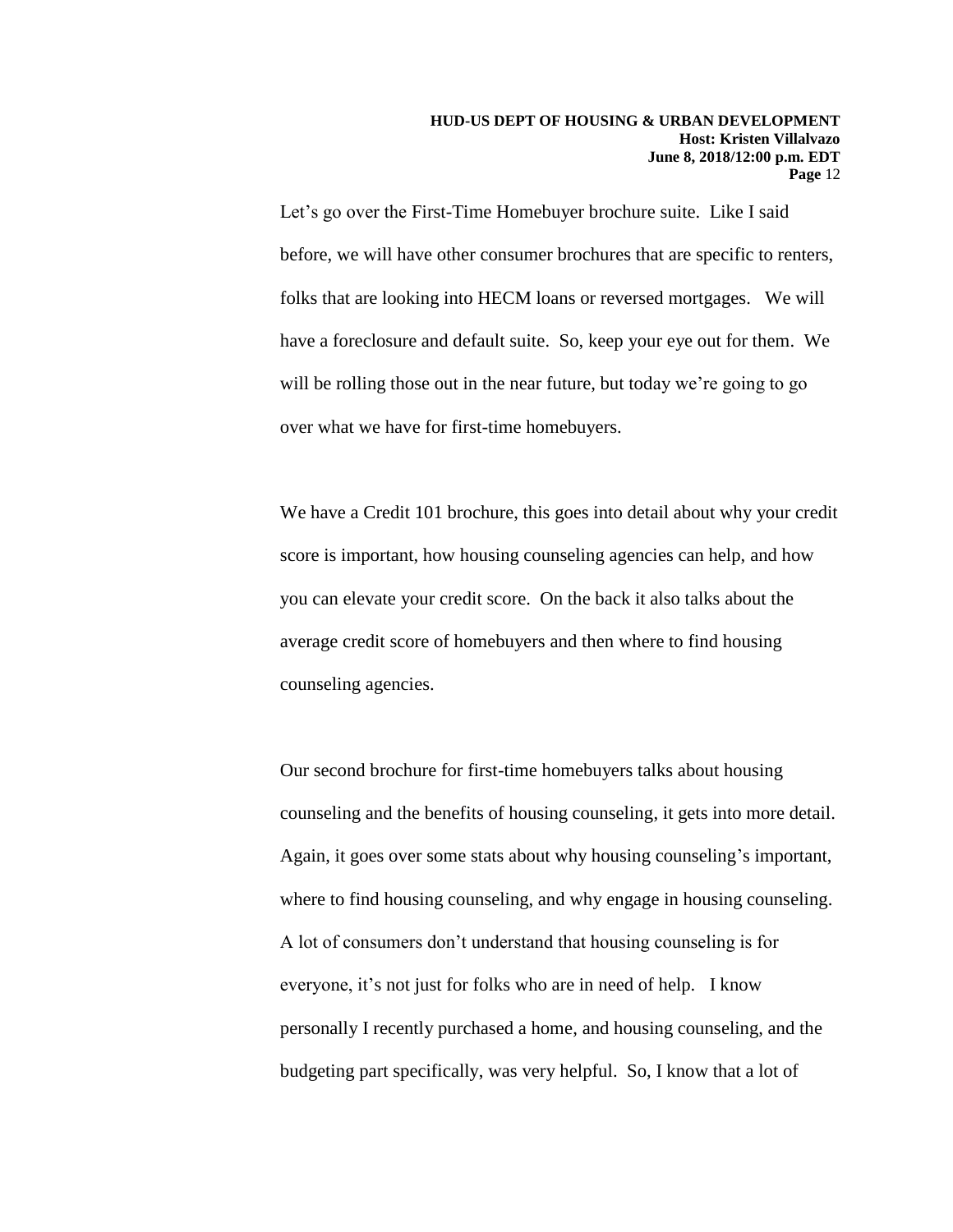Let's go over the First-Time Homebuyer brochure suite. Like I said before, we will have other consumer brochures that are specific to renters, folks that are looking into HECM loans or reversed mortgages. We will have a foreclosure and default suite. So, keep your eye out for them. We will be rolling those out in the near future, but today we're going to go over what we have for first-time homebuyers.

We have a Credit 101 brochure, this goes into detail about why your credit score is important, how housing counseling agencies can help, and how you can elevate your credit score. On the back it also talks about the average credit score of homebuyers and then where to find housing counseling agencies.

Our second brochure for first-time homebuyers talks about housing counseling and the benefits of housing counseling, it gets into more detail. Again, it goes over some stats about why housing counseling's important, where to find housing counseling, and why engage in housing counseling. A lot of consumers don't understand that housing counseling is for everyone, it's not just for folks who are in need of help. I know personally I recently purchased a home, and housing counseling, and the budgeting part specifically, was very helpful. So, I know that a lot of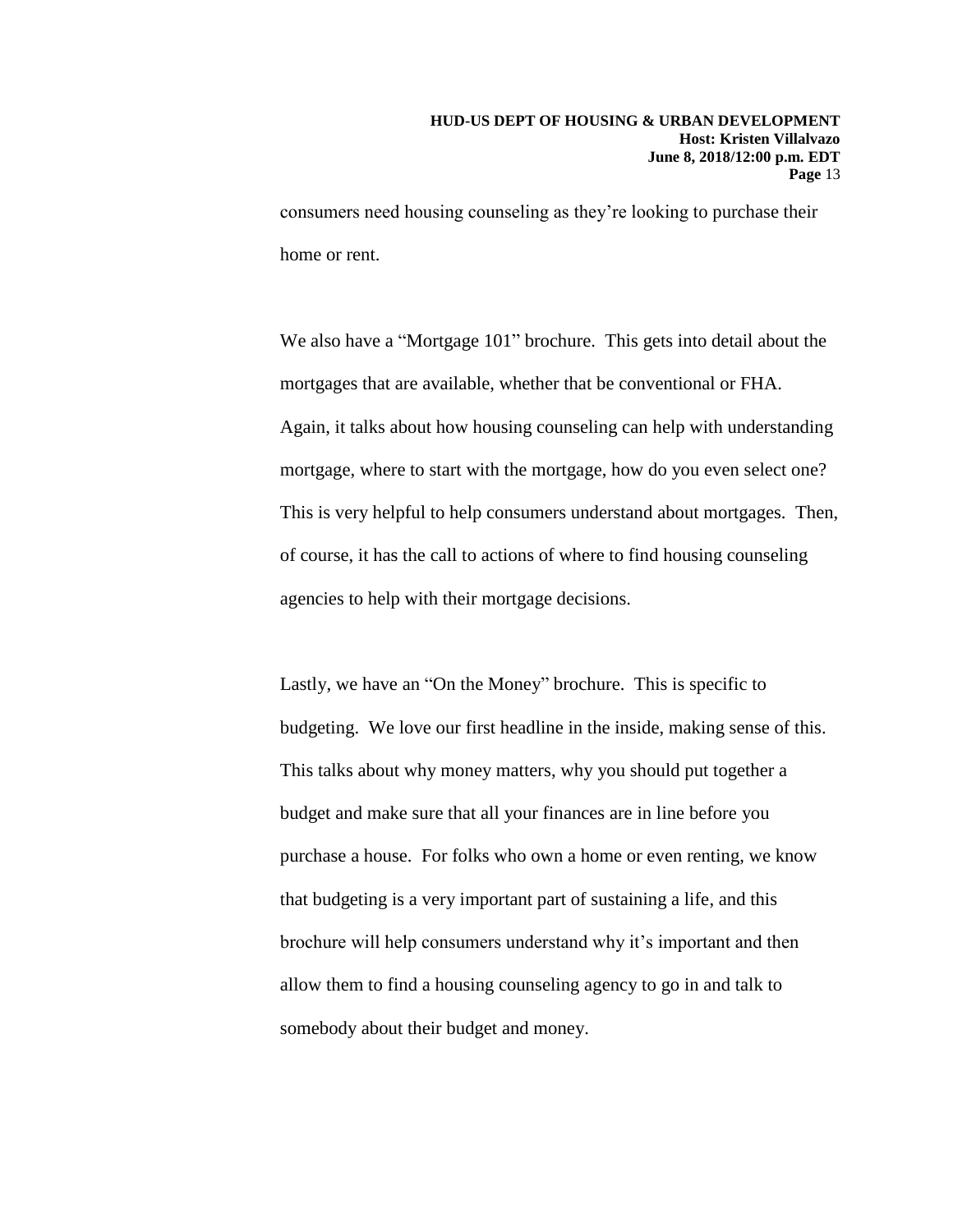consumers need housing counseling as they're looking to purchase their home or rent.

We also have a "Mortgage 101" brochure. This gets into detail about the mortgages that are available, whether that be conventional or FHA. Again, it talks about how housing counseling can help with understanding mortgage, where to start with the mortgage, how do you even select one? This is very helpful to help consumers understand about mortgages. Then, of course, it has the call to actions of where to find housing counseling agencies to help with their mortgage decisions.

Lastly, we have an "On the Money" brochure. This is specific to budgeting. We love our first headline in the inside, making sense of this. This talks about why money matters, why you should put together a budget and make sure that all your finances are in line before you purchase a house. For folks who own a home or even renting, we know that budgeting is a very important part of sustaining a life, and this brochure will help consumers understand why it's important and then allow them to find a housing counseling agency to go in and talk to somebody about their budget and money.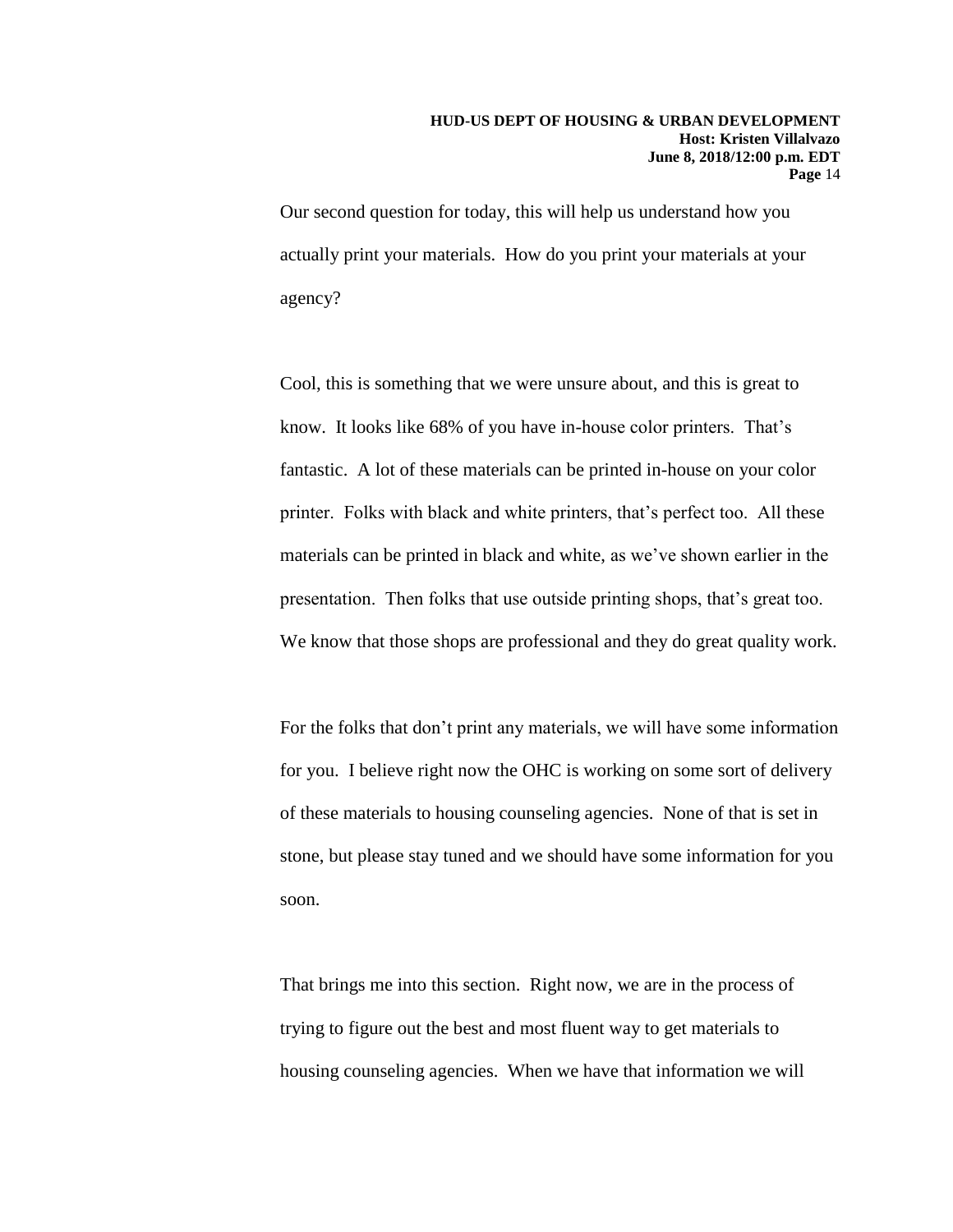Our second question for today, this will help us understand how you actually print your materials. How do you print your materials at your agency?

Cool, this is something that we were unsure about, and this is great to know. It looks like 68% of you have in-house color printers. That's fantastic. A lot of these materials can be printed in-house on your color printer. Folks with black and white printers, that's perfect too. All these materials can be printed in black and white, as we've shown earlier in the presentation. Then folks that use outside printing shops, that's great too. We know that those shops are professional and they do great quality work.

For the folks that don't print any materials, we will have some information for you. I believe right now the OHC is working on some sort of delivery of these materials to housing counseling agencies. None of that is set in stone, but please stay tuned and we should have some information for you soon.

That brings me into this section. Right now, we are in the process of trying to figure out the best and most fluent way to get materials to housing counseling agencies. When we have that information we will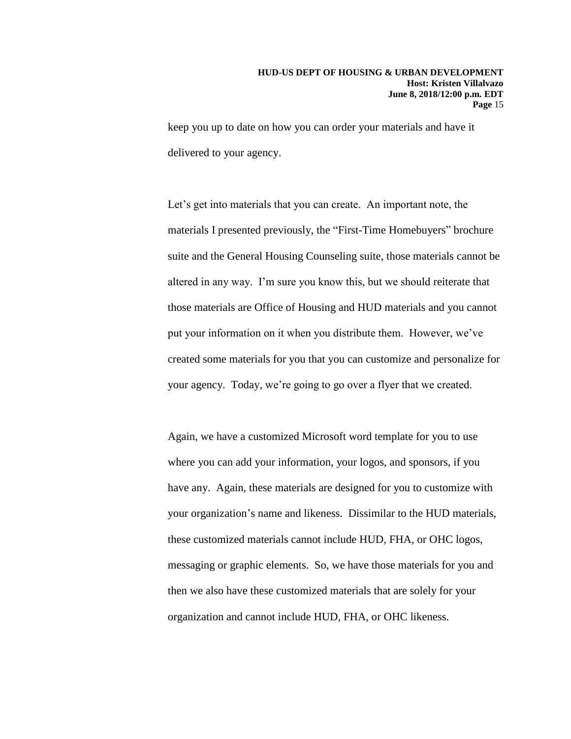keep you up to date on how you can order your materials and have it delivered to your agency.

Let's get into materials that you can create. An important note, the materials I presented previously, the "First-Time Homebuyers" brochure suite and the General Housing Counseling suite, those materials cannot be altered in any way. I'm sure you know this, but we should reiterate that those materials are Office of Housing and HUD materials and you cannot put your information on it when you distribute them. However, we've created some materials for you that you can customize and personalize for your agency. Today, we're going to go over a flyer that we created.

Again, we have a customized Microsoft word template for you to use where you can add your information, your logos, and sponsors, if you have any. Again, these materials are designed for you to customize with your organization's name and likeness. Dissimilar to the HUD materials, these customized materials cannot include HUD, FHA, or OHC logos, messaging or graphic elements. So, we have those materials for you and then we also have these customized materials that are solely for your organization and cannot include HUD, FHA, or OHC likeness.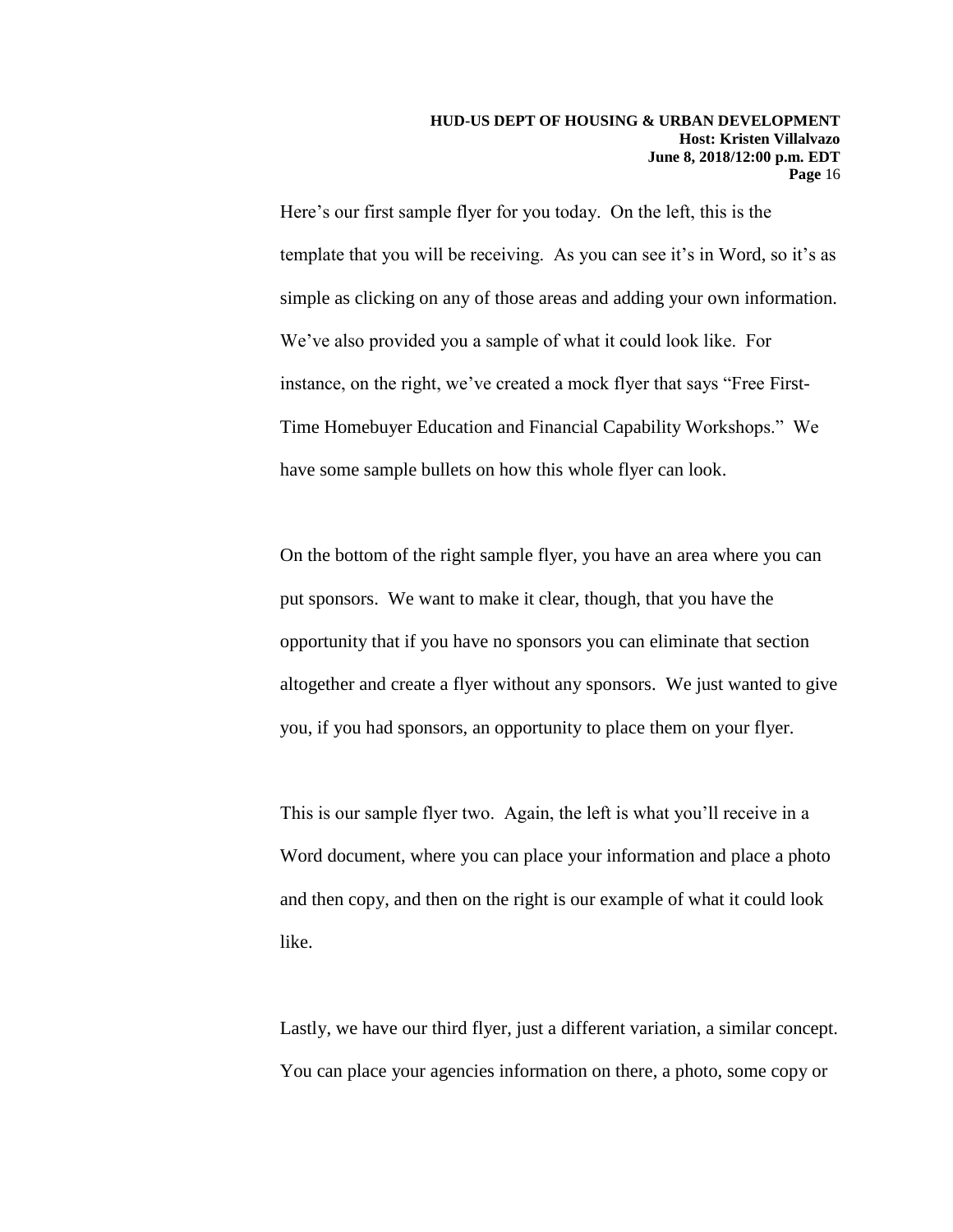Here's our first sample flyer for you today. On the left, this is the template that you will be receiving. As you can see it's in Word, so it's as simple as clicking on any of those areas and adding your own information. We've also provided you a sample of what it could look like. For instance, on the right, we've created a mock flyer that says "Free First-Time Homebuyer Education and Financial Capability Workshops." We have some sample bullets on how this whole flyer can look.

On the bottom of the right sample flyer, you have an area where you can put sponsors. We want to make it clear, though, that you have the opportunity that if you have no sponsors you can eliminate that section altogether and create a flyer without any sponsors. We just wanted to give you, if you had sponsors, an opportunity to place them on your flyer.

This is our sample flyer two. Again, the left is what you'll receive in a Word document, where you can place your information and place a photo and then copy, and then on the right is our example of what it could look like.

Lastly, we have our third flyer, just a different variation, a similar concept. You can place your agencies information on there, a photo, some copy or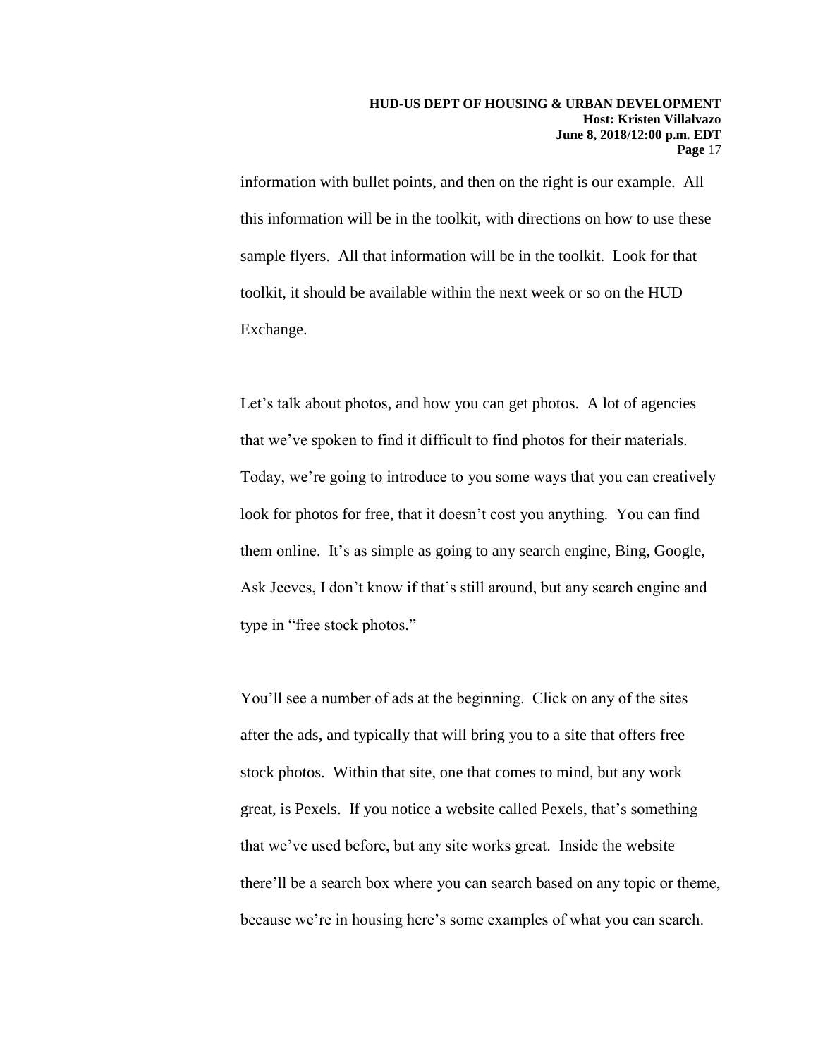information with bullet points, and then on the right is our example. All this information will be in the toolkit, with directions on how to use these sample flyers. All that information will be in the toolkit. Look for that toolkit, it should be available within the next week or so on the HUD Exchange.

Let's talk about photos, and how you can get photos. A lot of agencies that we've spoken to find it difficult to find photos for their materials. Today, we're going to introduce to you some ways that you can creatively look for photos for free, that it doesn't cost you anything. You can find them online. It's as simple as going to any search engine, Bing, Google, Ask Jeeves, I don't know if that's still around, but any search engine and type in "free stock photos."

You'll see a number of ads at the beginning. Click on any of the sites after the ads, and typically that will bring you to a site that offers free stock photos. Within that site, one that comes to mind, but any work great, is Pexels. If you notice a website called Pexels, that's something that we've used before, but any site works great. Inside the website there'll be a search box where you can search based on any topic or theme, because we're in housing here's some examples of what you can search.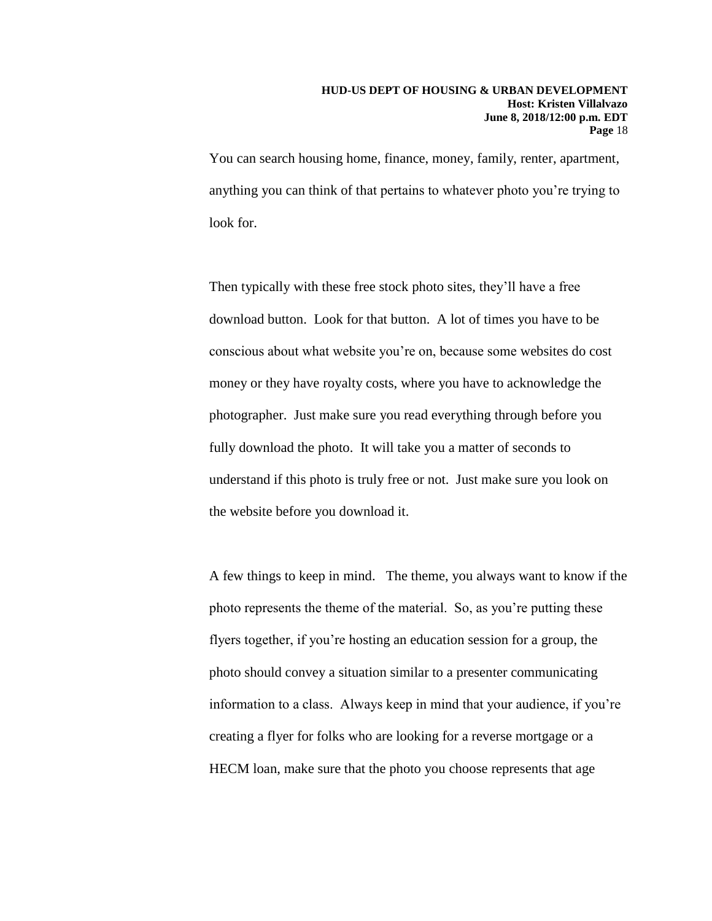You can search housing home, finance, money, family, renter, apartment, anything you can think of that pertains to whatever photo you're trying to look for.

Then typically with these free stock photo sites, they'll have a free download button. Look for that button. A lot of times you have to be conscious about what website you're on, because some websites do cost money or they have royalty costs, where you have to acknowledge the photographer. Just make sure you read everything through before you fully download the photo. It will take you a matter of seconds to understand if this photo is truly free or not. Just make sure you look on the website before you download it.

A few things to keep in mind. The theme, you always want to know if the photo represents the theme of the material. So, as you're putting these flyers together, if you're hosting an education session for a group, the photo should convey a situation similar to a presenter communicating information to a class. Always keep in mind that your audience, if you're creating a flyer for folks who are looking for a reverse mortgage or a HECM loan, make sure that the photo you choose represents that age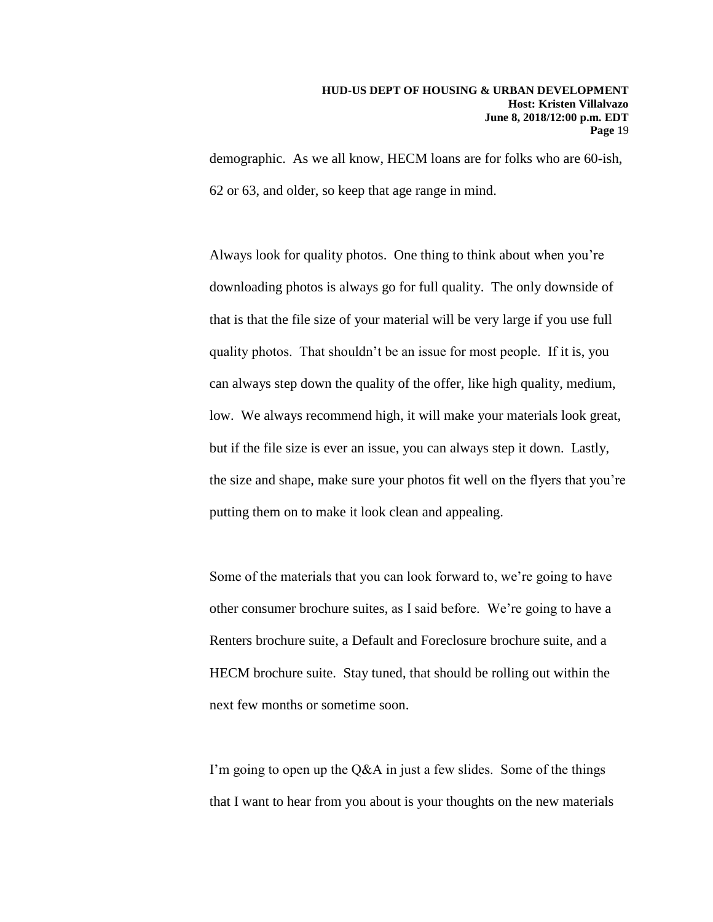demographic. As we all know, HECM loans are for folks who are 60-ish, 62 or 63, and older, so keep that age range in mind.

Always look for quality photos. One thing to think about when you're downloading photos is always go for full quality. The only downside of that is that the file size of your material will be very large if you use full quality photos. That shouldn't be an issue for most people. If it is, you can always step down the quality of the offer, like high quality, medium, low. We always recommend high, it will make your materials look great, but if the file size is ever an issue, you can always step it down. Lastly, the size and shape, make sure your photos fit well on the flyers that you're putting them on to make it look clean and appealing.

Some of the materials that you can look forward to, we're going to have other consumer brochure suites, as I said before. We're going to have a Renters brochure suite, a Default and Foreclosure brochure suite, and a HECM brochure suite. Stay tuned, that should be rolling out within the next few months or sometime soon.

I'm going to open up the Q&A in just a few slides. Some of the things that I want to hear from you about is your thoughts on the new materials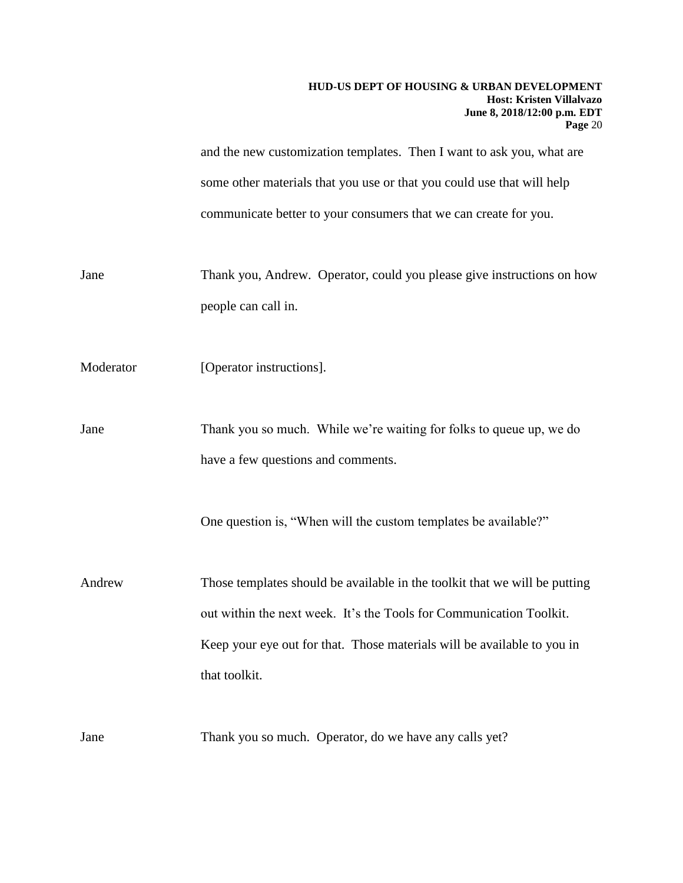and the new customization templates. Then I want to ask you, what are some other materials that you use or that you could use that will help communicate better to your consumers that we can create for you.

Jane Thank you, Andrew. Operator, could you please give instructions on how people can call in.

Moderator [Operator instructions].

Jane Thank you so much. While we're waiting for folks to queue up, we do have a few questions and comments.

One question is, "When will the custom templates be available?"

Andrew Those templates should be available in the toolkit that we will be putting out within the next week. It's the Tools for Communication Toolkit. Keep your eye out for that. Those materials will be available to you in that toolkit.

Jane Thank you so much. Operator, do we have any calls yet?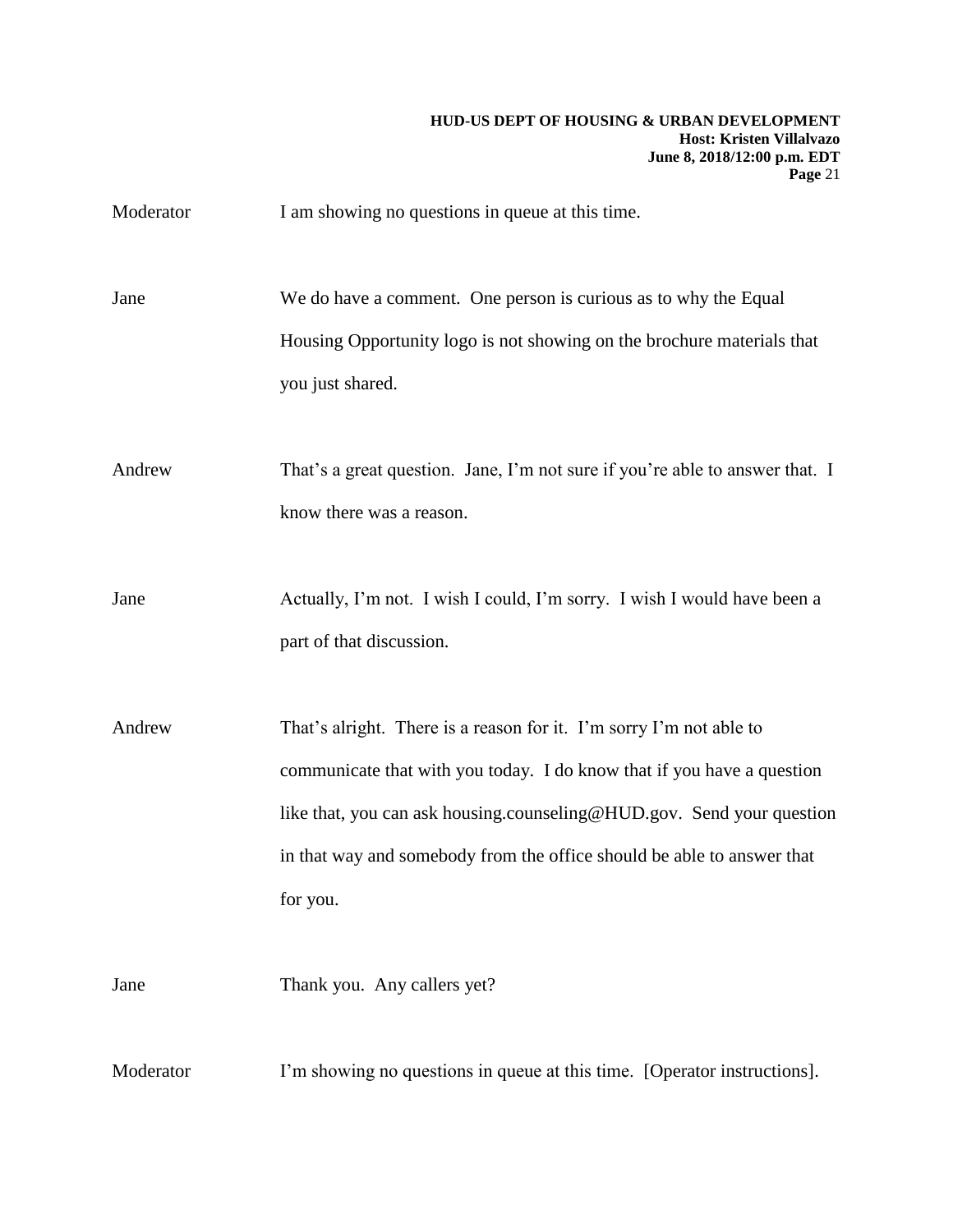Moderator I am showing no questions in queue at this time.

Jane We do have a comment. One person is curious as to why the Equal Housing Opportunity logo is not showing on the brochure materials that you just shared.

Andrew That's a great question. Jane, I'm not sure if you're able to answer that. I know there was a reason.

Jane Actually, I'm not. I wish I could, I'm sorry. I wish I would have been a part of that discussion.

Andrew That's alright. There is a reason for it. I'm sorry I'm not able to communicate that with you today. I do know that if you have a question like that, you can ask housing.counseling@HUD.gov. Send your question in that way and somebody from the office should be able to answer that for you.

Jane Thank you. Any callers yet?

Moderator I'm showing no questions in queue at this time. [Operator instructions].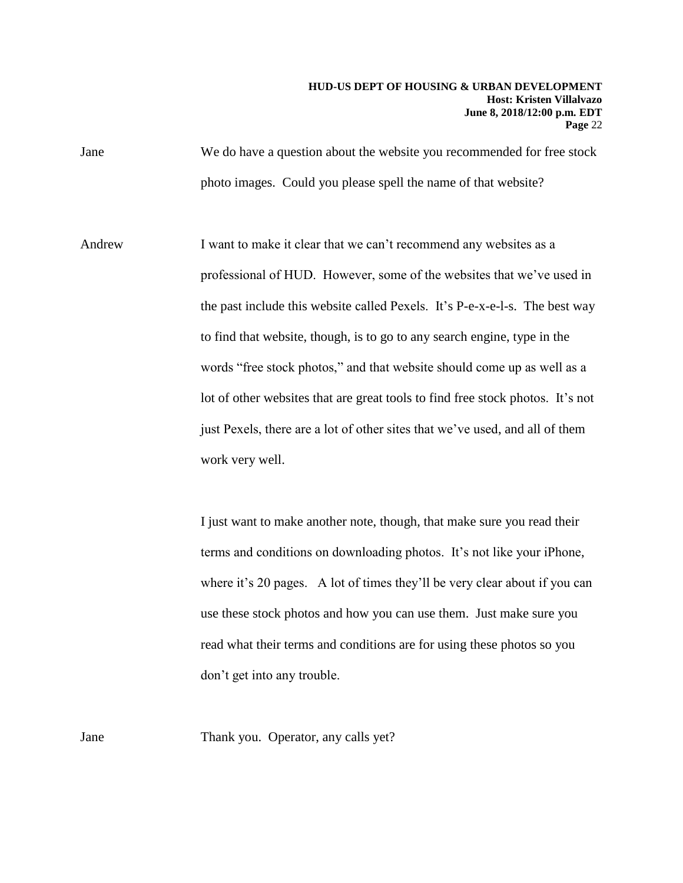Jane We do have a question about the website you recommended for free stock photo images. Could you please spell the name of that website?

Andrew I want to make it clear that we can't recommend any websites as a professional of HUD. However, some of the websites that we've used in the past include this website called Pexels. It's P-e-x-e-l-s. The best way to find that website, though, is to go to any search engine, type in the words "free stock photos," and that website should come up as well as a lot of other websites that are great tools to find free stock photos. It's not just Pexels, there are a lot of other sites that we've used, and all of them work very well.

I just want to make another note, though, that make sure you read their terms and conditions on downloading photos. It's not like your iPhone, where it's 20 pages. A lot of times they'll be very clear about if you can use these stock photos and how you can use them. Just make sure you read what their terms and conditions are for using these photos so you don't get into any trouble.

Jane Thank you. Operator, any calls yet?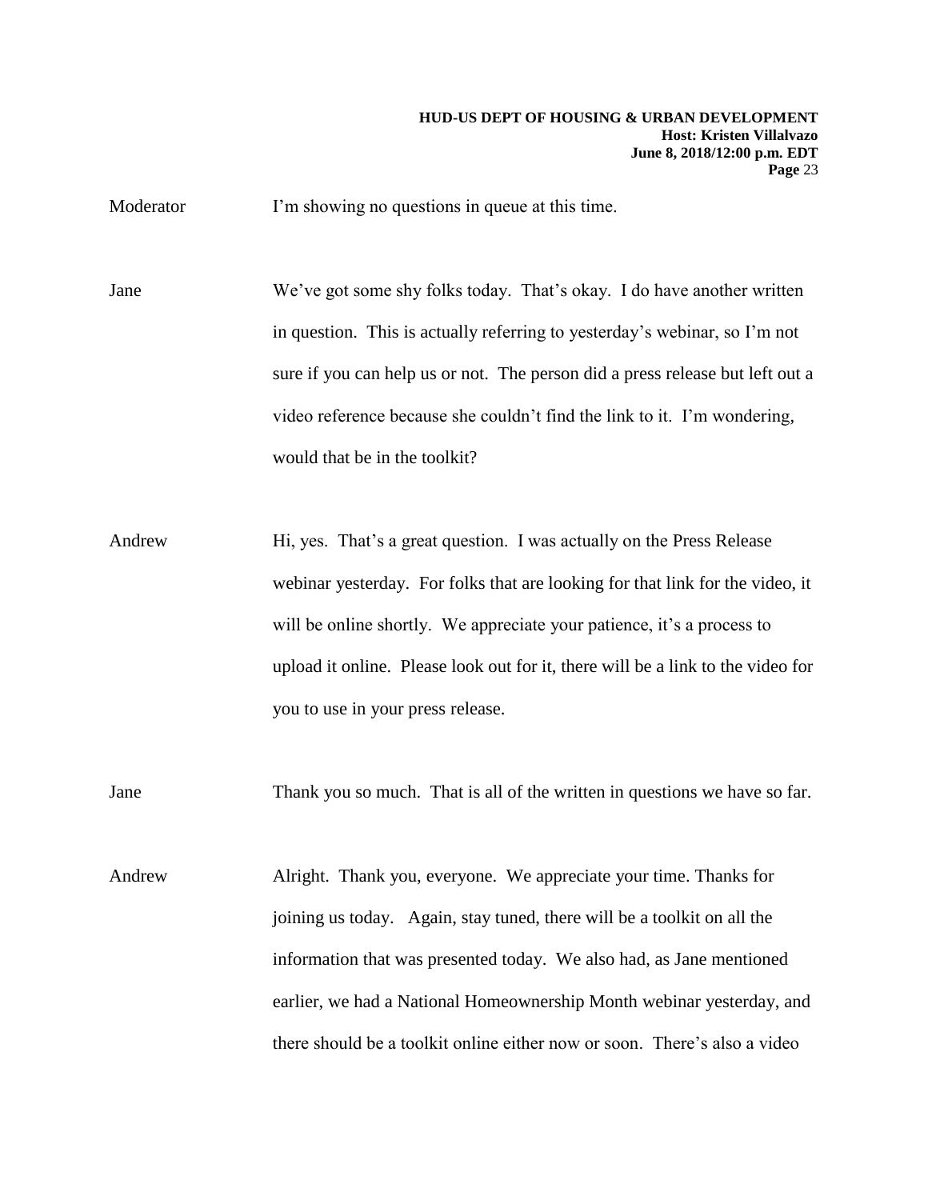Moderator I'm showing no questions in queue at this time.

Jane We've got some shy folks today. That's okay. I do have another written in question. This is actually referring to yesterday's webinar, so I'm not sure if you can help us or not. The person did a press release but left out a video reference because she couldn't find the link to it. I'm wondering, would that be in the toolkit?

Andrew Hi, yes. That's a great question. I was actually on the Press Release webinar yesterday. For folks that are looking for that link for the video, it will be online shortly. We appreciate your patience, it's a process to upload it online. Please look out for it, there will be a link to the video for you to use in your press release.

Jane Thank you so much. That is all of the written in questions we have so far.

Andrew Alright. Thank you, everyone. We appreciate your time. Thanks for joining us today. Again, stay tuned, there will be a toolkit on all the information that was presented today. We also had, as Jane mentioned earlier, we had a National Homeownership Month webinar yesterday, and there should be a toolkit online either now or soon. There's also a video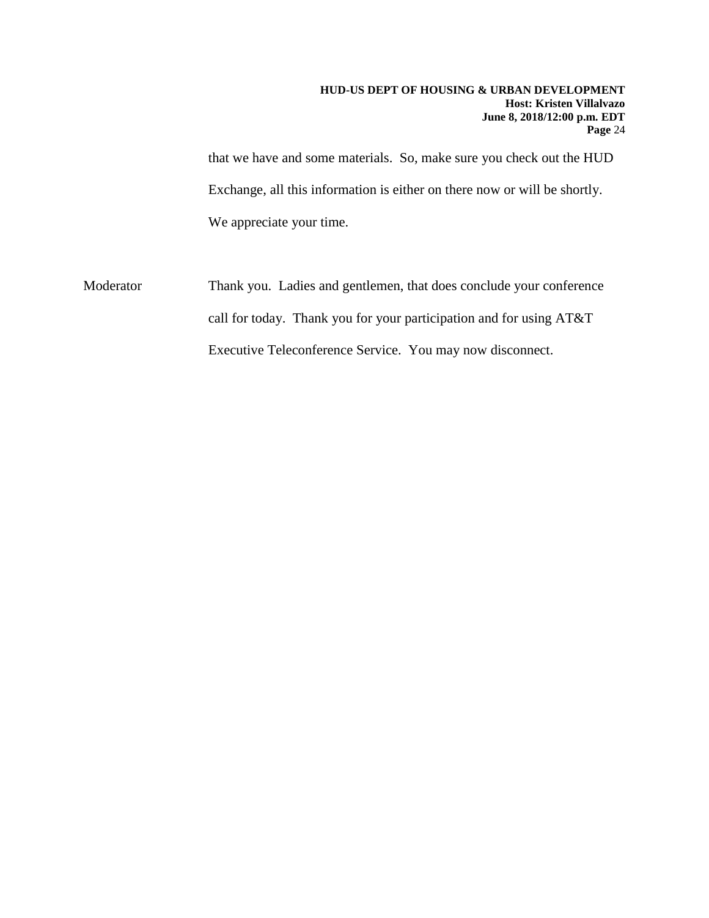that we have and some materials. So, make sure you check out the HUD Exchange, all this information is either on there now or will be shortly. We appreciate your time.

Moderator Thank you. Ladies and gentlemen, that does conclude your conference call for today. Thank you for your participation and for using AT&T Executive Teleconference Service. You may now disconnect.